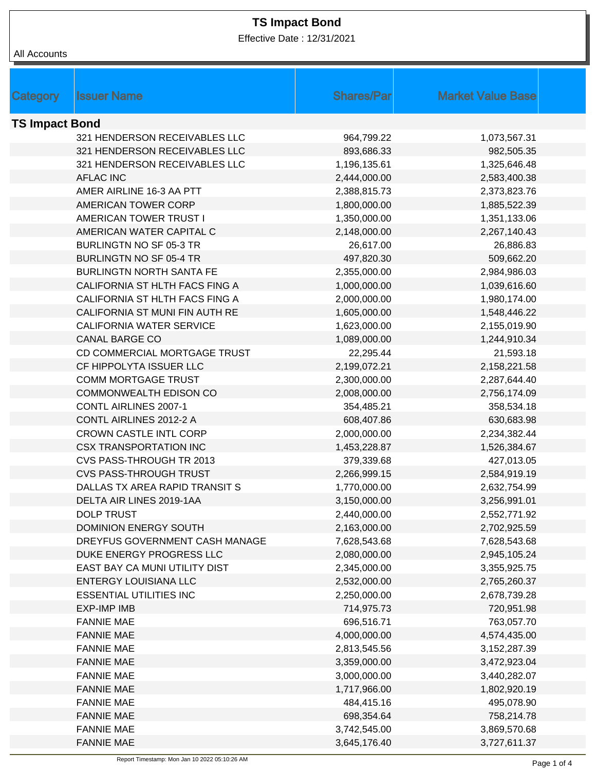# TS Impact Bond

Effective Date : 12/31/2021

All Accounts

| Category | Issuer Name | Shares/Par | Market Value Base |
|---|---|---|---|
| **TS Impact Bond** | | | |
| | 321 HENDERSON RECEIVABLES LLC | 964,799.22 | 1,073,567.31 |
| | 321 HENDERSON RECEIVABLES LLC | 893,686.33 | 982,505.35 |
| | 321 HENDERSON RECEIVABLES LLC | 1,196,135.61 | 1,325,646.48 |
| | AFLAC INC | 2,444,000.00 | 2,583,400.38 |
| | AMER AIRLINE 16-3 AA PTT | 2,388,815.73 | 2,373,823.76 |
| | AMERICAN TOWER CORP | 1,800,000.00 | 1,885,522.39 |
| | AMERICAN TOWER TRUST I | 1,350,000.00 | 1,351,133.06 |
| | AMERICAN WATER CAPITAL C | 2,148,000.00 | 2,267,140.43 |
| | BURLINGTN NO SF 05-3 TR | 26,617.00 | 26,886.83 |
| | BURLINGTN NO SF 05-4 TR | 497,820.30 | 509,662.20 |
| | BURLINGTN NORTH SANTA FE | 2,355,000.00 | 2,984,986.03 |
| | CALIFORNIA ST HLTH FACS FING A | 1,000,000.00 | 1,039,616.60 |
| | CALIFORNIA ST HLTH FACS FING A | 2,000,000.00 | 1,980,174.00 |
| | CALIFORNIA ST MUNI FIN AUTH RE | 1,605,000.00 | 1,548,446.22 |
| | CALIFORNIA WATER SERVICE | 1,623,000.00 | 2,155,019.90 |
| | CANAL BARGE CO | 1,089,000.00 | 1,244,910.34 |
| | CD COMMERCIAL MORTGAGE TRUST | 22,295.44 | 21,593.18 |
| | CF HIPPOLYTA ISSUER LLC | 2,199,072.21 | 2,158,221.58 |
| | COMM MORTGAGE TRUST | 2,300,000.00 | 2,287,644.40 |
| | COMMONWEALTH EDISON CO | 2,008,000.00 | 2,756,174.09 |
| | CONTL AIRLINES 2007-1 | 354,485.21 | 358,534.18 |
| | CONTL AIRLINES 2012-2 A | 608,407.86 | 630,683.98 |
| | CROWN CASTLE INTL CORP | 2,000,000.00 | 2,234,382.44 |
| | CSX TRANSPORTATION INC | 1,453,228.87 | 1,526,384.67 |
| | CVS PASS-THROUGH TR 2013 | 379,339.68 | 427,013.05 |
| | CVS PASS-THROUGH TRUST | 2,266,999.15 | 2,584,919.19 |
| | DALLAS TX AREA RAPID TRANSIT S | 1,770,000.00 | 2,632,754.99 |
| | DELTA AIR LINES 2019-1AA | 3,150,000.00 | 3,256,991.01 |
| | DOLP TRUST | 2,440,000.00 | 2,552,771.92 |
| | DOMINION ENERGY SOUTH | 2,163,000.00 | 2,702,925.59 |
| | DREYFUS GOVERNMENT CASH MANAGE | 7,628,543.68 | 7,628,543.68 |
| | DUKE ENERGY PROGRESS LLC | 2,080,000.00 | 2,945,105.24 |
| | EAST BAY CA MUNI UTILITY DIST | 2,345,000.00 | 3,355,925.75 |
| | ENTERGY LOUISIANA LLC | 2,532,000.00 | 2,765,260.37 |
| | ESSENTIAL UTILITIES INC | 2,250,000.00 | 2,678,739.28 |
| | EXP-IMP IMB | 714,975.73 | 720,951.98 |
| | FANNIE MAE | 696,516.71 | 763,057.70 |
| | FANNIE MAE | 4,000,000.00 | 4,574,435.00 |
| | FANNIE MAE | 2,813,545.56 | 3,152,287.39 |
| | FANNIE MAE | 3,359,000.00 | 3,472,923.04 |
| | FANNIE MAE | 3,000,000.00 | 3,440,282.07 |
| | FANNIE MAE | 1,717,966.00 | 1,802,920.19 |
| | FANNIE MAE | 484,415.16 | 495,078.90 |
| | FANNIE MAE | 698,354.64 | 758,214.78 |
| | FANNIE MAE | 3,742,545.00 | 3,869,570.68 |
| | FANNIE MAE | 3,645,176.40 | 3,727,611.37 |

Report Timestamp: Mon Jan 10 2022 05:10:26 AM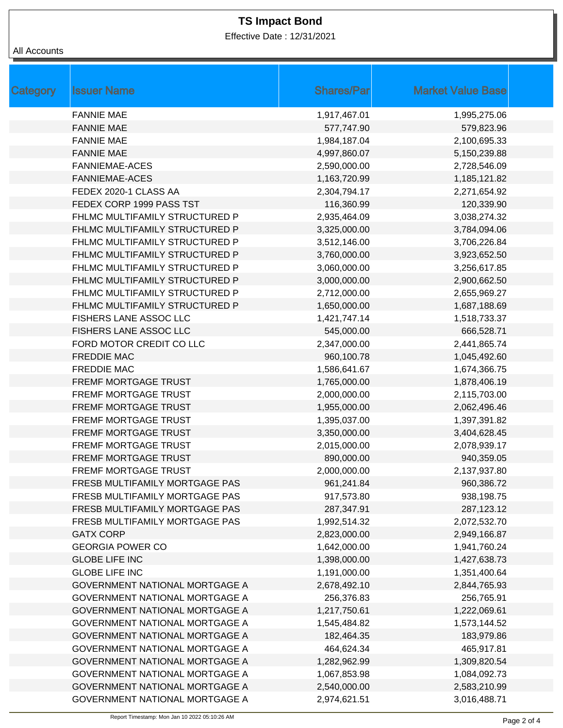# TS Impact Bond

Effective Date : 12/31/2021

All Accounts

| Category | Issuer Name | Shares/Par | Market Value Base |
|---|---|---|---|
| | FANNIE MAE | 1,917,467.01 | 1,995,275.06 |
| | FANNIE MAE | 577,747.90 | 579,823.96 |
| | FANNIE MAE | 1,984,187.04 | 2,100,695.33 |
| | FANNIE MAE | 4,997,860.07 | 5,150,239.88 |
| | FANNIEMAE-ACES | 2,590,000.00 | 2,728,546.09 |
| | FANNIEMAE-ACES | 1,163,720.99 | 1,185,121.82 |
| | FEDEX 2020-1 CLASS AA | 2,304,794.17 | 2,271,654.92 |
| | FEDEX CORP 1999 PASS TST | 116,360.99 | 120,339.90 |
| | FHLMC MULTIFAMILY STRUCTURED P | 2,935,464.09 | 3,038,274.32 |
| | FHLMC MULTIFAMILY STRUCTURED P | 3,325,000.00 | 3,784,094.06 |
| | FHLMC MULTIFAMILY STRUCTURED P | 3,512,146.00 | 3,706,226.84 |
| | FHLMC MULTIFAMILY STRUCTURED P | 3,760,000.00 | 3,923,652.50 |
| | FHLMC MULTIFAMILY STRUCTURED P | 3,060,000.00 | 3,256,617.85 |
| | FHLMC MULTIFAMILY STRUCTURED P | 3,000,000.00 | 2,900,662.50 |
| | FHLMC MULTIFAMILY STRUCTURED P | 2,712,000.00 | 2,655,969.27 |
| | FHLMC MULTIFAMILY STRUCTURED P | 1,650,000.00 | 1,687,188.69 |
| | FISHERS LANE ASSOC LLC | 1,421,747.14 | 1,518,733.37 |
| | FISHERS LANE ASSOC LLC | 545,000.00 | 666,528.71 |
| | FORD MOTOR CREDIT CO LLC | 2,347,000.00 | 2,441,865.74 |
| | FREDDIE MAC | 960,100.78 | 1,045,492.60 |
| | FREDDIE MAC | 1,586,641.67 | 1,674,366.75 |
| | FREMF MORTGAGE TRUST | 1,765,000.00 | 1,878,406.19 |
| | FREMF MORTGAGE TRUST | 2,000,000.00 | 2,115,703.00 |
| | FREMF MORTGAGE TRUST | 1,955,000.00 | 2,062,496.46 |
| | FREMF MORTGAGE TRUST | 1,395,037.00 | 1,397,391.82 |
| | FREMF MORTGAGE TRUST | 3,350,000.00 | 3,404,628.45 |
| | FREMF MORTGAGE TRUST | 2,015,000.00 | 2,078,939.17 |
| | FREMF MORTGAGE TRUST | 890,000.00 | 940,359.05 |
| | FREMF MORTGAGE TRUST | 2,000,000.00 | 2,137,937.80 |
| | FRESB MULTIFAMILY MORTGAGE PAS | 961,241.84 | 960,386.72 |
| | FRESB MULTIFAMILY MORTGAGE PAS | 917,573.80 | 938,198.75 |
| | FRESB MULTIFAMILY MORTGAGE PAS | 287,347.91 | 287,123.12 |
| | FRESB MULTIFAMILY MORTGAGE PAS | 1,992,514.32 | 2,072,532.70 |
| | GATX CORP | 2,823,000.00 | 2,949,166.87 |
| | GEORGIA POWER CO | 1,642,000.00 | 1,941,760.24 |
| | GLOBE LIFE INC | 1,398,000.00 | 1,427,638.73 |
| | GLOBE LIFE INC | 1,191,000.00 | 1,351,400.64 |
| | GOVERNMENT NATIONAL MORTGAGE A | 2,678,492.10 | 2,844,765.93 |
| | GOVERNMENT NATIONAL MORTGAGE A | 256,376.83 | 256,765.91 |
| | GOVERNMENT NATIONAL MORTGAGE A | 1,217,750.61 | 1,222,069.61 |
| | GOVERNMENT NATIONAL MORTGAGE A | 1,545,484.82 | 1,573,144.52 |
| | GOVERNMENT NATIONAL MORTGAGE A | 182,464.35 | 183,979.86 |
| | GOVERNMENT NATIONAL MORTGAGE A | 464,624.34 | 465,917.81 |
| | GOVERNMENT NATIONAL MORTGAGE A | 1,282,962.99 | 1,309,820.54 |
| | GOVERNMENT NATIONAL MORTGAGE A | 1,067,853.98 | 1,084,092.73 |
| | GOVERNMENT NATIONAL MORTGAGE A | 2,540,000.00 | 2,583,210.99 |
| | GOVERNMENT NATIONAL MORTGAGE A | 2,974,621.51 | 3,016,488.71 |

Report Timestamp: Mon Jan 10 2022 05:10:26 AM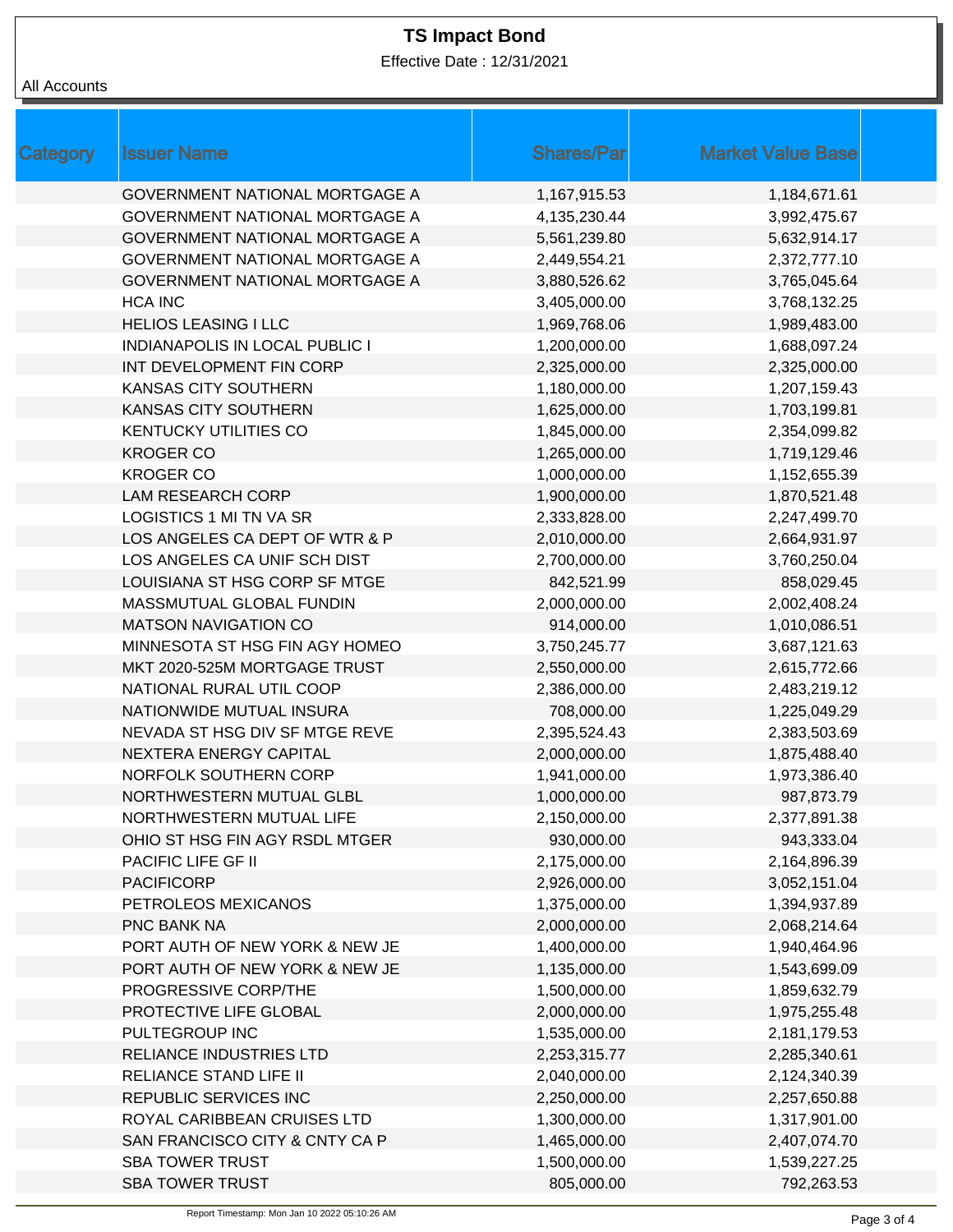# TS Impact Bond

Effective Date : 12/31/2021

All Accounts

| Category | Issuer Name | Shares/Par | Market Value Base |
|---|---|---|---|
| | GOVERNMENT NATIONAL MORTGAGE A | 1,167,915.53 | 1,184,671.61 |
| | GOVERNMENT NATIONAL MORTGAGE A | 4,135,230.44 | 3,992,475.67 |
| | GOVERNMENT NATIONAL MORTGAGE A | 5,561,239.80 | 5,632,914.17 |
| | GOVERNMENT NATIONAL MORTGAGE A | 2,449,554.21 | 2,372,777.10 |
| | GOVERNMENT NATIONAL MORTGAGE A | 3,880,526.62 | 3,765,045.64 |
| | HCA INC | 3,405,000.00 | 3,768,132.25 |
| | HELIOS LEASING I LLC | 1,969,768.06 | 1,989,483.00 |
| | INDIANAPOLIS IN LOCAL PUBLIC I | 1,200,000.00 | 1,688,097.24 |
| | INT DEVELOPMENT FIN CORP | 2,325,000.00 | 2,325,000.00 |
| | KANSAS CITY SOUTHERN | 1,180,000.00 | 1,207,159.43 |
| | KANSAS CITY SOUTHERN | 1,625,000.00 | 1,703,199.81 |
| | KENTUCKY UTILITIES CO | 1,845,000.00 | 2,354,099.82 |
| | KROGER CO | 1,265,000.00 | 1,719,129.46 |
| | KROGER CO | 1,000,000.00 | 1,152,655.39 |
| | LAM RESEARCH CORP | 1,900,000.00 | 1,870,521.48 |
| | LOGISTICS 1 MI TN VA SR | 2,333,828.00 | 2,247,499.70 |
| | LOS ANGELES CA DEPT OF WTR & P | 2,010,000.00 | 2,664,931.97 |
| | LOS ANGELES CA UNIF SCH DIST | 2,700,000.00 | 3,760,250.04 |
| | LOUISIANA ST HSG CORP SF MTGE | 842,521.99 | 858,029.45 |
| | MASSMUTUAL GLOBAL FUNDIN | 2,000,000.00 | 2,002,408.24 |
| | MATSON NAVIGATION CO | 914,000.00 | 1,010,086.51 |
| | MINNESOTA ST HSG FIN AGY HOMEO | 3,750,245.77 | 3,687,121.63 |
| | MKT 2020-525M MORTGAGE TRUST | 2,550,000.00 | 2,615,772.66 |
| | NATIONAL RURAL UTIL COOP | 2,386,000.00 | 2,483,219.12 |
| | NATIONWIDE MUTUAL INSURA | 708,000.00 | 1,225,049.29 |
| | NEVADA ST HSG DIV SF MTGE REVE | 2,395,524.43 | 2,383,503.69 |
| | NEXTERA ENERGY CAPITAL | 2,000,000.00 | 1,875,488.40 |
| | NORFOLK SOUTHERN CORP | 1,941,000.00 | 1,973,386.40 |
| | NORTHWESTERN MUTUAL GLBL | 1,000,000.00 | 987,873.79 |
| | NORTHWESTERN MUTUAL LIFE | 2,150,000.00 | 2,377,891.38 |
| | OHIO ST HSG FIN AGY RSDL MTGER | 930,000.00 | 943,333.04 |
| | PACIFIC LIFE GF II | 2,175,000.00 | 2,164,896.39 |
| | PACIFICORP | 2,926,000.00 | 3,052,151.04 |
| | PETROLEOS MEXICANOS | 1,375,000.00 | 1,394,937.89 |
| | PNC BANK NA | 2,000,000.00 | 2,068,214.64 |
| | PORT AUTH OF NEW YORK & NEW JE | 1,400,000.00 | 1,940,464.96 |
| | PORT AUTH OF NEW YORK & NEW JE | 1,135,000.00 | 1,543,699.09 |
| | PROGRESSIVE CORP/THE | 1,500,000.00 | 1,859,632.79 |
| | PROTECTIVE LIFE GLOBAL | 2,000,000.00 | 1,975,255.48 |
| | PULTEGROUP INC | 1,535,000.00 | 2,181,179.53 |
| | RELIANCE INDUSTRIES LTD | 2,253,315.77 | 2,285,340.61 |
| | RELIANCE STAND LIFE II | 2,040,000.00 | 2,124,340.39 |
| | REPUBLIC SERVICES INC | 2,250,000.00 | 2,257,650.88 |
| | ROYAL CARIBBEAN CRUISES LTD | 1,300,000.00 | 1,317,901.00 |
| | SAN FRANCISCO CITY & CNTY CA P | 1,465,000.00 | 2,407,074.70 |
| | SBA TOWER TRUST | 1,500,000.00 | 1,539,227.25 |
| | SBA TOWER TRUST | 805,000.00 | 792,263.53 |

Report Timestamp: Mon Jan 10 2022 05:10:26 AM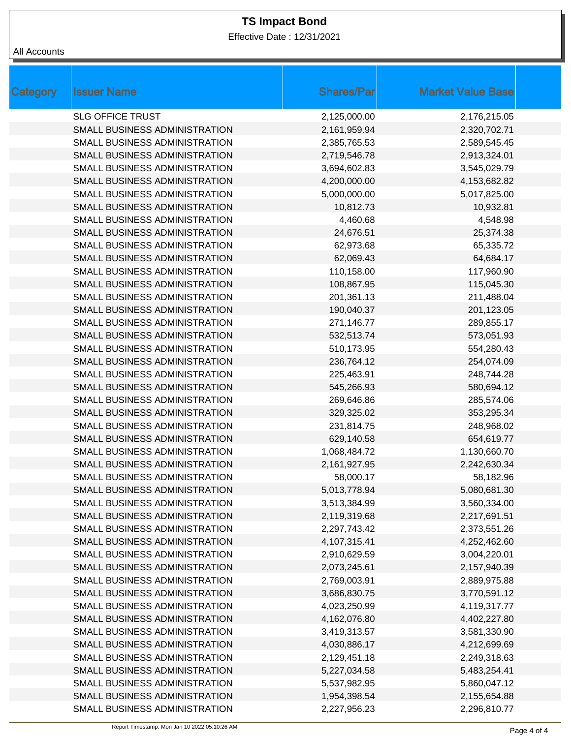# TS Impact Bond

Effective Date : 12/31/2021

All Accounts

| Category | Issuer Name | Shares/Par | Market Value Base |
|---|---|---|---|
| | SLG OFFICE TRUST | 2,125,000.00 | 2,176,215.05 |
| | SMALL BUSINESS ADMINISTRATION | 2,161,959.94 | 2,320,702.71 |
| | SMALL BUSINESS ADMINISTRATION | 2,385,765.53 | 2,589,545.45 |
| | SMALL BUSINESS ADMINISTRATION | 2,719,546.78 | 2,913,324.01 |
| | SMALL BUSINESS ADMINISTRATION | 3,694,602.83 | 3,545,029.79 |
| | SMALL BUSINESS ADMINISTRATION | 4,200,000.00 | 4,153,682.82 |
| | SMALL BUSINESS ADMINISTRATION | 5,000,000.00 | 5,017,825.00 |
| | SMALL BUSINESS ADMINISTRATION | 10,812.73 | 10,932.81 |
| | SMALL BUSINESS ADMINISTRATION | 4,460.68 | 4,548.98 |
| | SMALL BUSINESS ADMINISTRATION | 24,676.51 | 25,374.38 |
| | SMALL BUSINESS ADMINISTRATION | 62,973.68 | 65,335.72 |
| | SMALL BUSINESS ADMINISTRATION | 62,069.43 | 64,684.17 |
| | SMALL BUSINESS ADMINISTRATION | 110,158.00 | 117,960.90 |
| | SMALL BUSINESS ADMINISTRATION | 108,867.95 | 115,045.30 |
| | SMALL BUSINESS ADMINISTRATION | 201,361.13 | 211,488.04 |
| | SMALL BUSINESS ADMINISTRATION | 190,040.37 | 201,123.05 |
| | SMALL BUSINESS ADMINISTRATION | 271,146.77 | 289,855.17 |
| | SMALL BUSINESS ADMINISTRATION | 532,513.74 | 573,051.93 |
| | SMALL BUSINESS ADMINISTRATION | 510,173.95 | 554,280.43 |
| | SMALL BUSINESS ADMINISTRATION | 236,764.12 | 254,074.09 |
| | SMALL BUSINESS ADMINISTRATION | 225,463.91 | 248,744.28 |
| | SMALL BUSINESS ADMINISTRATION | 545,266.93 | 580,694.12 |
| | SMALL BUSINESS ADMINISTRATION | 269,646.86 | 285,574.06 |
| | SMALL BUSINESS ADMINISTRATION | 329,325.02 | 353,295.34 |
| | SMALL BUSINESS ADMINISTRATION | 231,814.75 | 248,968.02 |
| | SMALL BUSINESS ADMINISTRATION | 629,140.58 | 654,619.77 |
| | SMALL BUSINESS ADMINISTRATION | 1,068,484.72 | 1,130,660.70 |
| | SMALL BUSINESS ADMINISTRATION | 2,161,927.95 | 2,242,630.34 |
| | SMALL BUSINESS ADMINISTRATION | 58,000.17 | 58,182.96 |
| | SMALL BUSINESS ADMINISTRATION | 5,013,778.94 | 5,080,681.30 |
| | SMALL BUSINESS ADMINISTRATION | 3,513,384.99 | 3,560,334.00 |
| | SMALL BUSINESS ADMINISTRATION | 2,119,319.68 | 2,217,691.51 |
| | SMALL BUSINESS ADMINISTRATION | 2,297,743.42 | 2,373,551.26 |
| | SMALL BUSINESS ADMINISTRATION | 4,107,315.41 | 4,252,462.60 |
| | SMALL BUSINESS ADMINISTRATION | 2,910,629.59 | 3,004,220.01 |
| | SMALL BUSINESS ADMINISTRATION | 2,073,245.61 | 2,157,940.39 |
| | SMALL BUSINESS ADMINISTRATION | 2,769,003.91 | 2,889,975.88 |
| | SMALL BUSINESS ADMINISTRATION | 3,686,830.75 | 3,770,591.12 |
| | SMALL BUSINESS ADMINISTRATION | 4,023,250.99 | 4,119,317.77 |
| | SMALL BUSINESS ADMINISTRATION | 4,162,076.80 | 4,402,227.80 |
| | SMALL BUSINESS ADMINISTRATION | 3,419,313.57 | 3,581,330.90 |
| | SMALL BUSINESS ADMINISTRATION | 4,030,886.17 | 4,212,699.69 |
| | SMALL BUSINESS ADMINISTRATION | 2,129,451.18 | 2,249,318.63 |
| | SMALL BUSINESS ADMINISTRATION | 5,227,034.58 | 5,483,254.41 |
| | SMALL BUSINESS ADMINISTRATION | 5,537,982.95 | 5,860,047.12 |
| | SMALL BUSINESS ADMINISTRATION | 1,954,398.54 | 2,155,654.88 |
| | SMALL BUSINESS ADMINISTRATION | 2,227,956.23 | 2,296,810.77 |

Report Timestamp: Mon Jan 10 2022 05:10:26 AM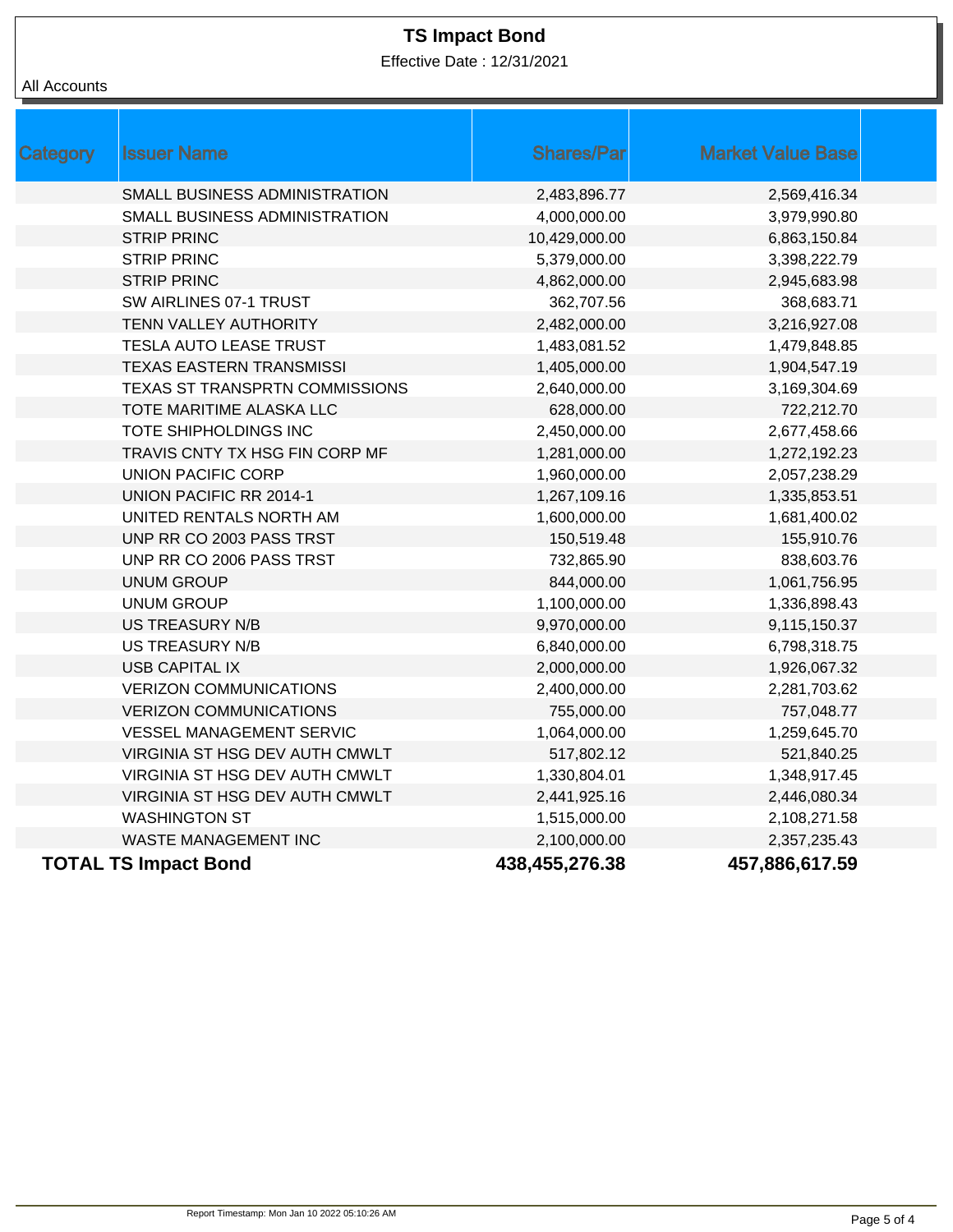# TS Impact Bond

Effective Date : 12/31/2021

All Accounts

| Category | Issuer Name | Shares/Par | Market Value Base |
|---|---|---|---|
| | SMALL BUSINESS ADMINISTRATION | 2,483,896.77 | 2,569,416.34 |
| | SMALL BUSINESS ADMINISTRATION | 4,000,000.00 | 3,979,990.80 |
| | STRIP PRINC | 10,429,000.00 | 6,863,150.84 |
| | STRIP PRINC | 5,379,000.00 | 3,398,222.79 |
| | STRIP PRINC | 4,862,000.00 | 2,945,683.98 |
| | SW AIRLINES 07-1 TRUST | 362,707.56 | 368,683.71 |
| | TENN VALLEY AUTHORITY | 2,482,000.00 | 3,216,927.08 |
| | TESLA AUTO LEASE TRUST | 1,483,081.52 | 1,479,848.85 |
| | TEXAS EASTERN TRANSMISSI | 1,405,000.00 | 1,904,547.19 |
| | TEXAS ST TRANSPRTN COMMISSIONS | 2,640,000.00 | 3,169,304.69 |
| | TOTE MARITIME ALASKA LLC | 628,000.00 | 722,212.70 |
| | TOTE SHIPHOLDINGS INC | 2,450,000.00 | 2,677,458.66 |
| | TRAVIS CNTY TX HSG FIN CORP MF | 1,281,000.00 | 1,272,192.23 |
| | UNION PACIFIC CORP | 1,960,000.00 | 2,057,238.29 |
| | UNION PACIFIC RR 2014-1 | 1,267,109.16 | 1,335,853.51 |
| | UNITED RENTALS NORTH AM | 1,600,000.00 | 1,681,400.02 |
| | UNP RR CO 2003 PASS TRST | 150,519.48 | 155,910.76 |
| | UNP RR CO 2006 PASS TRST | 732,865.90 | 838,603.76 |
| | UNUM GROUP | 844,000.00 | 1,061,756.95 |
| | UNUM GROUP | 1,100,000.00 | 1,336,898.43 |
| | US TREASURY N/B | 9,970,000.00 | 9,115,150.37 |
| | US TREASURY N/B | 6,840,000.00 | 6,798,318.75 |
| | USB CAPITAL IX | 2,000,000.00 | 1,926,067.32 |
| | VERIZON COMMUNICATIONS | 2,400,000.00 | 2,281,703.62 |
| | VERIZON COMMUNICATIONS | 755,000.00 | 757,048.77 |
| | VESSEL MANAGEMENT SERVIC | 1,064,000.00 | 1,259,645.70 |
| | VIRGINIA ST HSG DEV AUTH CMWLT | 517,802.12 | 521,840.25 |
| | VIRGINIA ST HSG DEV AUTH CMWLT | 1,330,804.01 | 1,348,917.45 |
| | VIRGINIA ST HSG DEV AUTH CMWLT | 2,441,925.16 | 2,446,080.34 |
| | WASHINGTON ST | 1,515,000.00 | 2,108,271.58 |
| | WASTE MANAGEMENT INC | 2,100,000.00 | 2,357,235.43 |
| **TOTAL TS Impact Bond** | | **438,455,276.38** | **457,886,617.59** |

Report Timestamp: Mon Jan 10 2022 05:10:26 AM